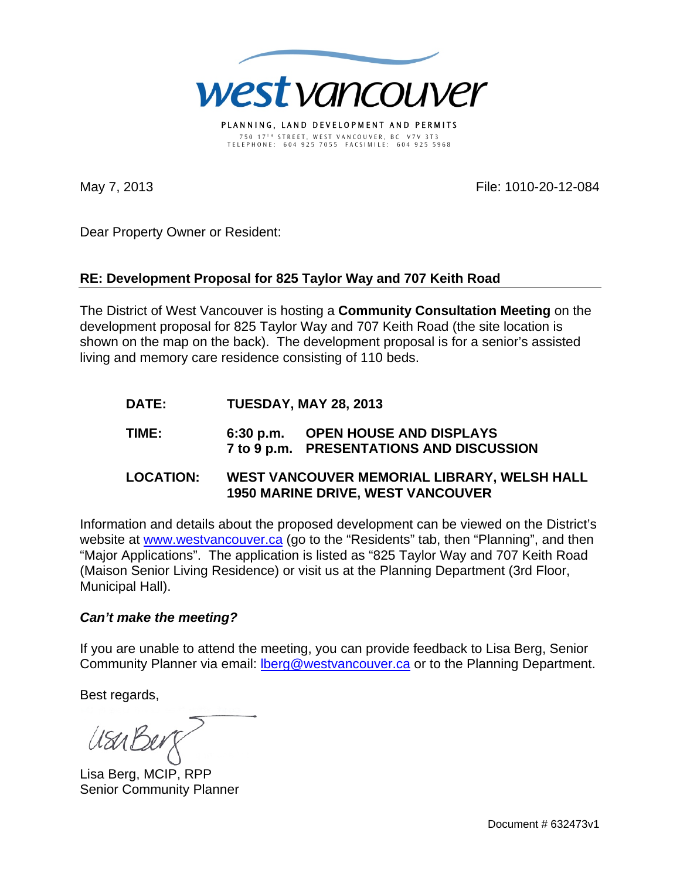# west vancouver

PLANNING, LAND DEVELOPMENT AND PERMITS
750 17TH STREET, WEST VANCOUVER, BC V7V 3T3
TELEPHONE: 604 925 7055 FACSIMILE: 604 925 5968

May 7, 2013

File: 1010-20-12-084

Dear Property Owner or Resident:

**RE: Development Proposal for 825 Taylor Way and 707 Keith Road**

The District of West Vancouver is hosting a **Community Consultation Meeting** on the development proposal for 825 Taylor Way and 707 Keith Road (the site location is shown on the map on the back). The development proposal is for a senior's assisted living and memory care residence consisting of 110 beds.

**DATE:** **TUESDAY, MAY 28, 2013**

**TIME:** **6:30 p.m. OPEN HOUSE AND DISPLAYS**
**7 to 9 p.m. PRESENTATIONS AND DISCUSSION**

**LOCATION:** **WEST VANCOUVER MEMORIAL LIBRARY, WELSH HALL**
**1950 MARINE DRIVE, WEST VANCOUVER**

Information and details about the proposed development can be viewed on the District's website at www.westvancouver.ca (go to the "Residents" tab, then "Planning", and then "Major Applications". The application is listed as "825 Taylor Way and 707 Keith Road (Maison Senior Living Residence) or visit us at the Planning Department (3rd Floor, Municipal Hall).

***Can't make the meeting?***

If you are unable to attend the meeting, you can provide feedback to Lisa Berg, Senior Community Planner via email: lberg@westvancouver.ca or to the Planning Department.

Best regards,

Lisa Berg, MCIP, RPP
Senior Community Planner

Document # 632473v1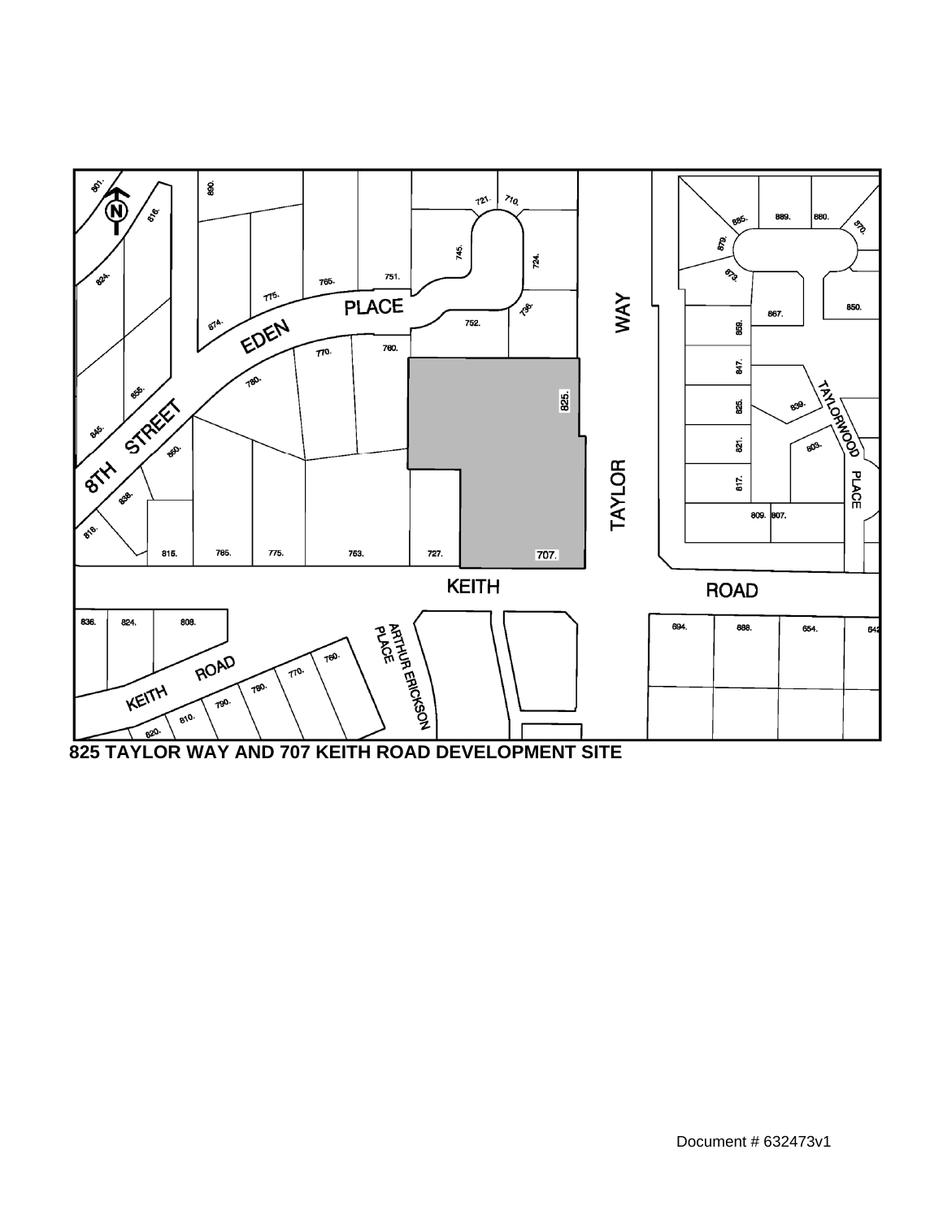825 TAYLOR WAY AND 707 KEITH ROAD DEVELOPMENT SITE

Document # 632473v1